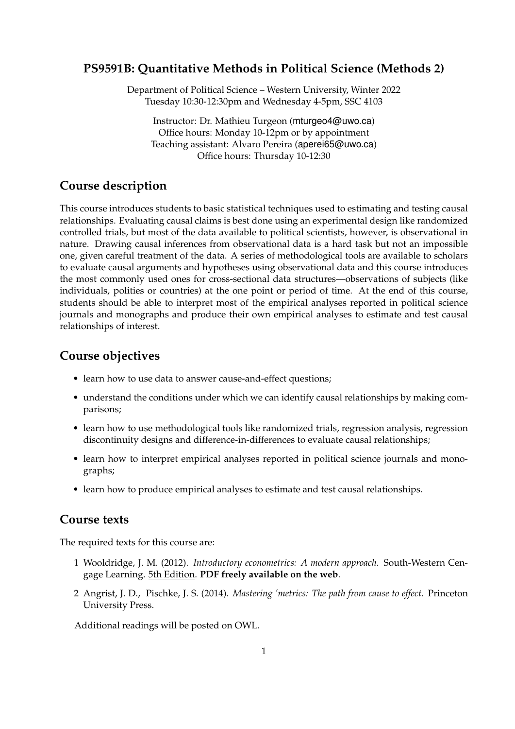# PS9591B: Quantitative Methods in Political Science (Methods 2)

Department of Political Science – Western University, Winter 2022
Tuesday 10:30-12:30pm and Wednesday 4-5pm, SSC 4103

Instructor: Dr. Mathieu Turgeon (mturgeo4@uwo.ca)
Office hours: Monday 10-12pm or by appointment
Teaching assistant: Alvaro Pereira (aperei65@uwo.ca)
Office hours: Thursday 10-12:30

## Course description

This course introduces students to basic statistical techniques used to estimating and testing causal relationships. Evaluating causal claims is best done using an experimental design like randomized controlled trials, but most of the data available to political scientists, however, is observational in nature. Drawing causal inferences from observational data is a hard task but not an impossible one, given careful treatment of the data. A series of methodological tools are available to scholars to evaluate causal arguments and hypotheses using observational data and this course introduces the most commonly used ones for cross-sectional data structures—observations of subjects (like individuals, polities or countries) at the one point or period of time. At the end of this course, students should be able to interpret most of the empirical analyses reported in political science journals and monographs and produce their own empirical analyses to estimate and test causal relationships of interest.

## Course objectives

- learn how to use data to answer cause-and-effect questions;
- understand the conditions under which we can identify causal relationships by making comparisons;
- learn how to use methodological tools like randomized trials, regression analysis, regression discontinuity designs and difference-in-differences to evaluate causal relationships;
- learn how to interpret empirical analyses reported in political science journals and monographs;
- learn how to produce empirical analyses to estimate and test causal relationships.

## Course texts

The required texts for this course are:

1. Wooldridge, J. M. (2012). *Introductory econometrics: A modern approach.* South-Western Cengage Learning. 5th Edition. **PDF freely available on the web**.
2. Angrist, J. D., Pischke, J. S. (2014). *Mastering 'metrics: The path from cause to effect*. Princeton University Press.

Additional readings will be posted on OWL.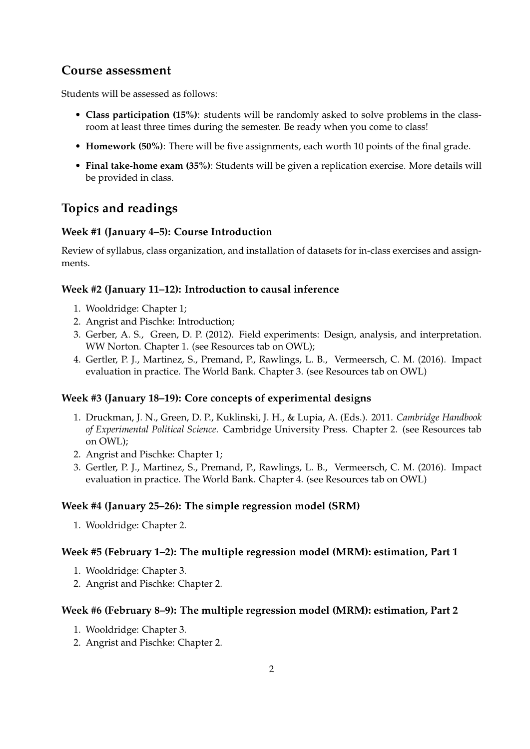## Course assessment

Students will be assessed as follows:

- **Class participation (15%)**: students will be randomly asked to solve problems in the classroom at least three times during the semester. Be ready when you come to class!
- **Homework (50%)**: There will be five assignments, each worth 10 points of the final grade.
- **Final take-home exam (35%)**: Students will be given a replication exercise. More details will be provided in class.

## Topics and readings

### Week #1 (January 4–5): Course Introduction

Review of syllabus, class organization, and installation of datasets for in-class exercises and assignments.

### Week #2 (January 11–12): Introduction to causal inference

1. Wooldridge: Chapter 1;
2. Angrist and Pischke: Introduction;
3. Gerber, A. S., Green, D. P. (2012). Field experiments: Design, analysis, and interpretation. WW Norton. Chapter 1. (see Resources tab on OWL);
4. Gertler, P. J., Martinez, S., Premand, P., Rawlings, L. B., Vermeersch, C. M. (2016). Impact evaluation in practice. The World Bank. Chapter 3. (see Resources tab on OWL)

### Week #3 (January 18–19): Core concepts of experimental designs

1. Druckman, J. N., Green, D. P., Kuklinski, J. H., & Lupia, A. (Eds.). 2011. *Cambridge Handbook of Experimental Political Science*. Cambridge University Press. Chapter 2. (see Resources tab on OWL);
2. Angrist and Pischke: Chapter 1;
3. Gertler, P. J., Martinez, S., Premand, P., Rawlings, L. B., Vermeersch, C. M. (2016). Impact evaluation in practice. The World Bank. Chapter 4. (see Resources tab on OWL)

### Week #4 (January 25–26): The simple regression model (SRM)

1. Wooldridge: Chapter 2.

### Week #5 (February 1–2): The multiple regression model (MRM): estimation, Part 1

1. Wooldridge: Chapter 3.
2. Angrist and Pischke: Chapter 2.

### Week #6 (February 8–9): The multiple regression model (MRM): estimation, Part 2

1. Wooldridge: Chapter 3.
2. Angrist and Pischke: Chapter 2.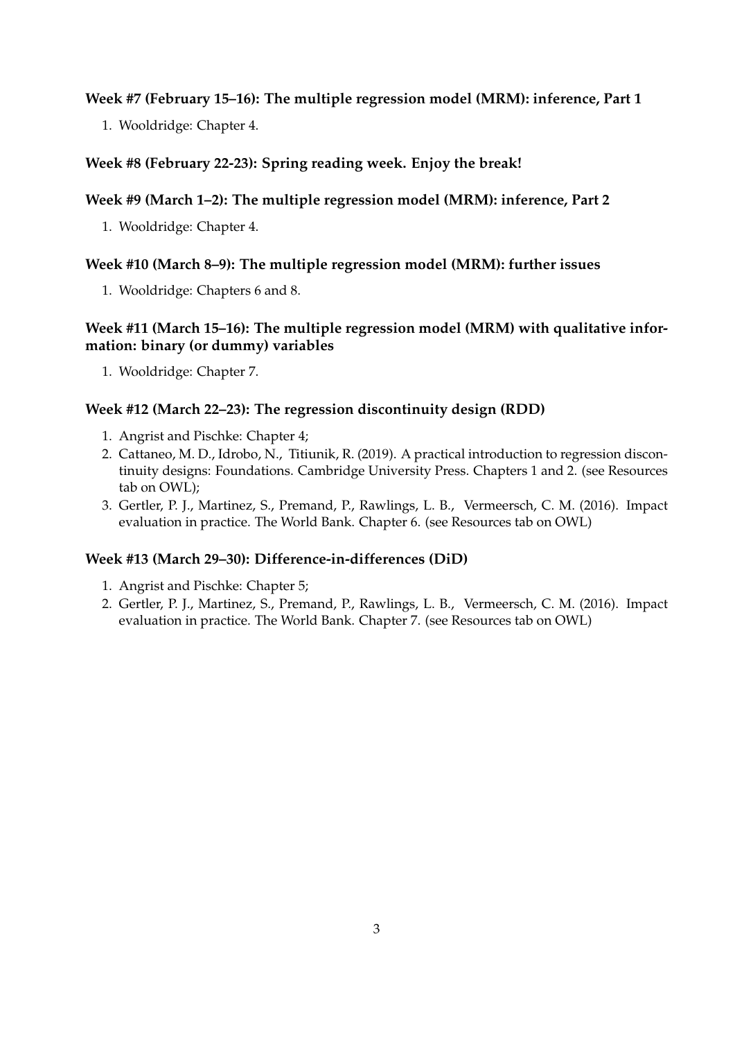**Week #7 (February 15–16): The multiple regression model (MRM): inference, Part 1**

1. Wooldridge: Chapter 4.

**Week #8 (February 22-23): Spring reading week. Enjoy the break!**

**Week #9 (March 1–2): The multiple regression model (MRM): inference, Part 2**

1. Wooldridge: Chapter 4.

**Week #10 (March 8–9): The multiple regression model (MRM): further issues**

1. Wooldridge: Chapters 6 and 8.

**Week #11 (March 15–16): The multiple regression model (MRM) with qualitative information: binary (or dummy) variables**

1. Wooldridge: Chapter 7.

**Week #12 (March 22–23): The regression discontinuity design (RDD)**

1. Angrist and Pischke: Chapter 4;
2. Cattaneo, M. D., Idrobo, N., Titiunik, R. (2019). A practical introduction to regression discontinuity designs: Foundations. Cambridge University Press. Chapters 1 and 2. (see Resources tab on OWL);
3. Gertler, P. J., Martinez, S., Premand, P., Rawlings, L. B., Vermeersch, C. M. (2016). Impact evaluation in practice. The World Bank. Chapter 6. (see Resources tab on OWL)

**Week #13 (March 29–30): Difference-in-differences (DiD)**

1. Angrist and Pischke: Chapter 5;
2. Gertler, P. J., Martinez, S., Premand, P., Rawlings, L. B., Vermeersch, C. M. (2016). Impact evaluation in practice. The World Bank. Chapter 7. (see Resources tab on OWL)